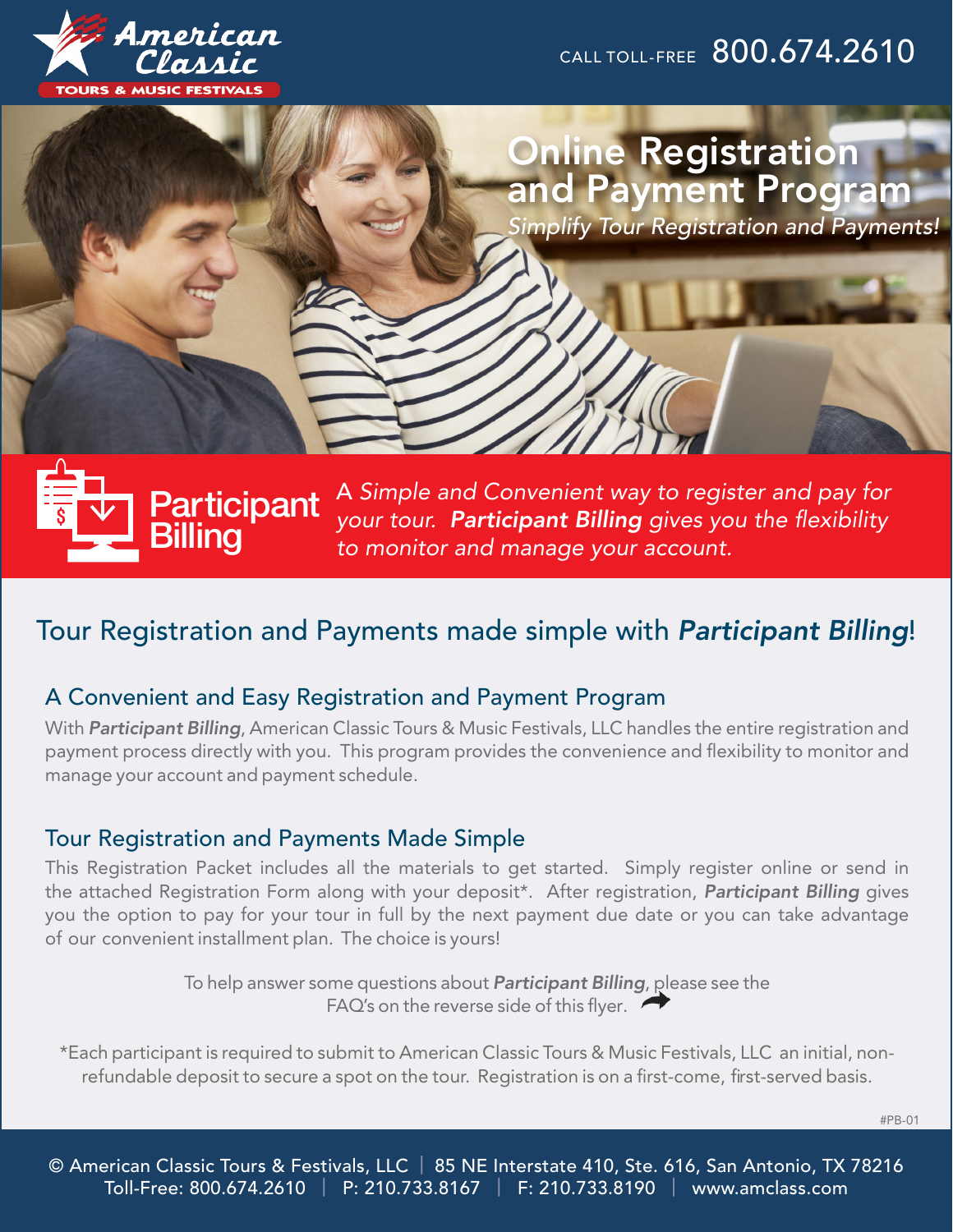American Classic TOURS & MUSIC FESTIVALS

CALL TOLL-FREE 800.674.2610

# Online Registration and Payment Program

*Simplify Tour Registration and Payments!*

## Participant Billing

*A Simple and Convenient way to register and pay for your tour. **Participant Billing** gives you the flexibility to monitor and manage your account.*

## Tour Registration and Payments made simple with ***Participant Billing***!

### A Convenient and Easy Registration and Payment Program

With ***Participant Billing***, American Classic Tours & Music Festivals, LLC handles the entire registration and payment process directly with you. This program provides the convenience and flexibility to monitor and manage your account and payment schedule.

### Tour Registration and Payments Made Simple

This Registration Packet includes all the materials to get started. Simply register online or send in the attached Registration Form along with your deposit*. After registration, ***Participant Billing*** gives you the option to pay for your tour in full by the next payment due date or you can take advantage of our convenient installment plan. The choice is yours!

To help answer some questions about ***Participant Billing***, please see the FAQ's on the reverse side of this flyer.

*Each participant is required to submit to American Classic Tours & Music Festivals, LLC an initial, non-refundable deposit to secure a spot on the tour. Registration is on a first-come, first-served basis.

#PB-01

© American Classic Tours & Festivals, LLC | 85 NE Interstate 410, Ste. 616, San Antonio, TX 78216
Toll-Free: 800.674.2610 | P: 210.733.8167 | F: 210.733.8190 | www.amclass.com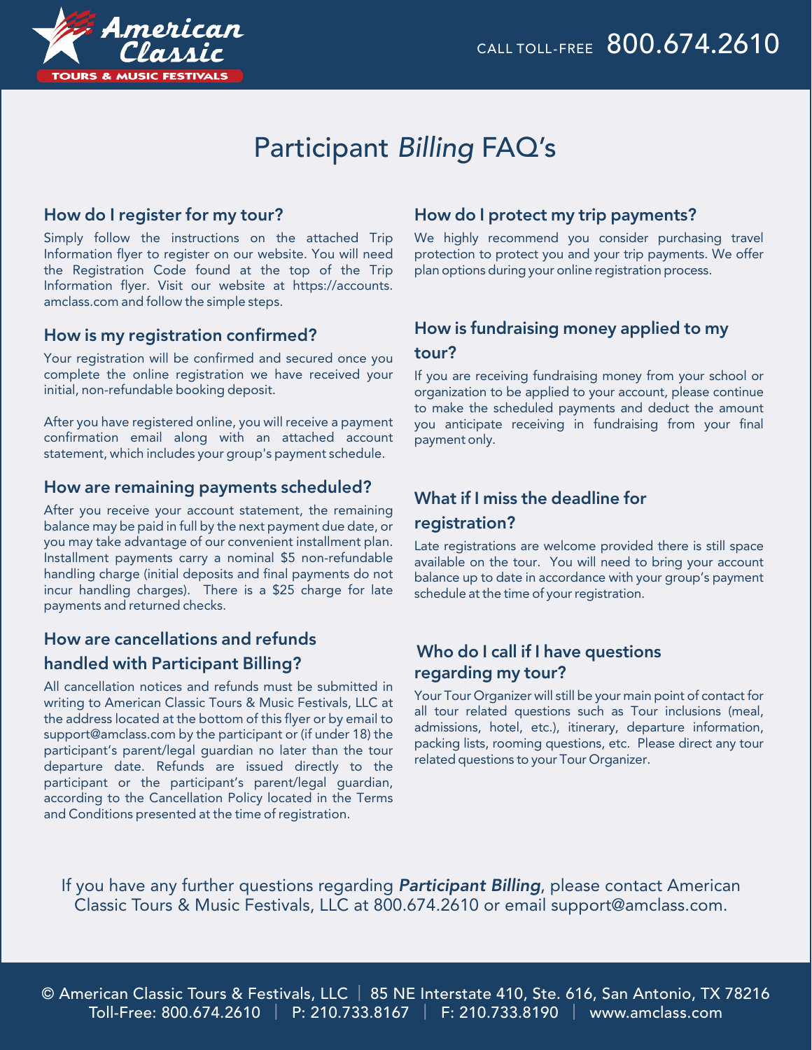# Participant *Billing* FAQ's

## How do I register for my tour?

Simply follow the instructions on the attached Trip Information flyer to register on our website. You will need the Registration Code found at the top of the Trip Information flyer. Visit our website at https://accounts.amclass.com and follow the simple steps.

## How is my registration confirmed?

Your registration will be confirmed and secured once you complete the online registration we have received your initial, non-refundable booking deposit.

After you have registered online, you will receive a payment confirmation email along with an attached account statement, which includes your group's payment schedule.

## How are remaining payments scheduled?

After you receive your account statement, the remaining balance may be paid in full by the next payment due date, or you may take advantage of our convenient installment plan. Installment payments carry a nominal $5 non-refundable handling charge (initial deposits and final payments do not incur handling charges). There is a $25 charge for late payments and returned checks.

## How are cancellations and refunds handled with Participant Billing?

All cancellation notices and refunds must be submitted in writing to American Classic Tours & Music Festivals, LLC at the address located at the bottom of this flyer or by email to support@amclass.com by the participant or (if under 18) the participant's parent/legal guardian no later than the tour departure date. Refunds are issued directly to the participant or the participant's parent/legal guardian, according to the Cancellation Policy located in the Terms and Conditions presented at the time of registration.

## How do I protect my trip payments?

We highly recommend you consider purchasing travel protection to protect you and your trip payments. We offer plan options during your online registration process.

## How is fundraising money applied to my tour?

If you are receiving fundraising money from your school or organization to be applied to your account, please continue to make the scheduled payments and deduct the amount you anticipate receiving in fundraising from your final payment only.

## What if I miss the deadline for registration?

Late registrations are welcome provided there is still space available on the tour. You will need to bring your account balance up to date in accordance with your group's payment schedule at the time of your registration.

## Who do I call if I have questions regarding my tour?

Your Tour Organizer will still be your main point of contact for all tour related questions such as Tour inclusions (meal, admissions, hotel, etc.), itinerary, departure information, packing lists, rooming questions, etc. Please direct any tour related questions to your Tour Organizer.

If you have any further questions regarding ***Participant Billing***, please contact American Classic Tours & Music Festivals, LLC at 800.674.2610 or email support@amclass.com.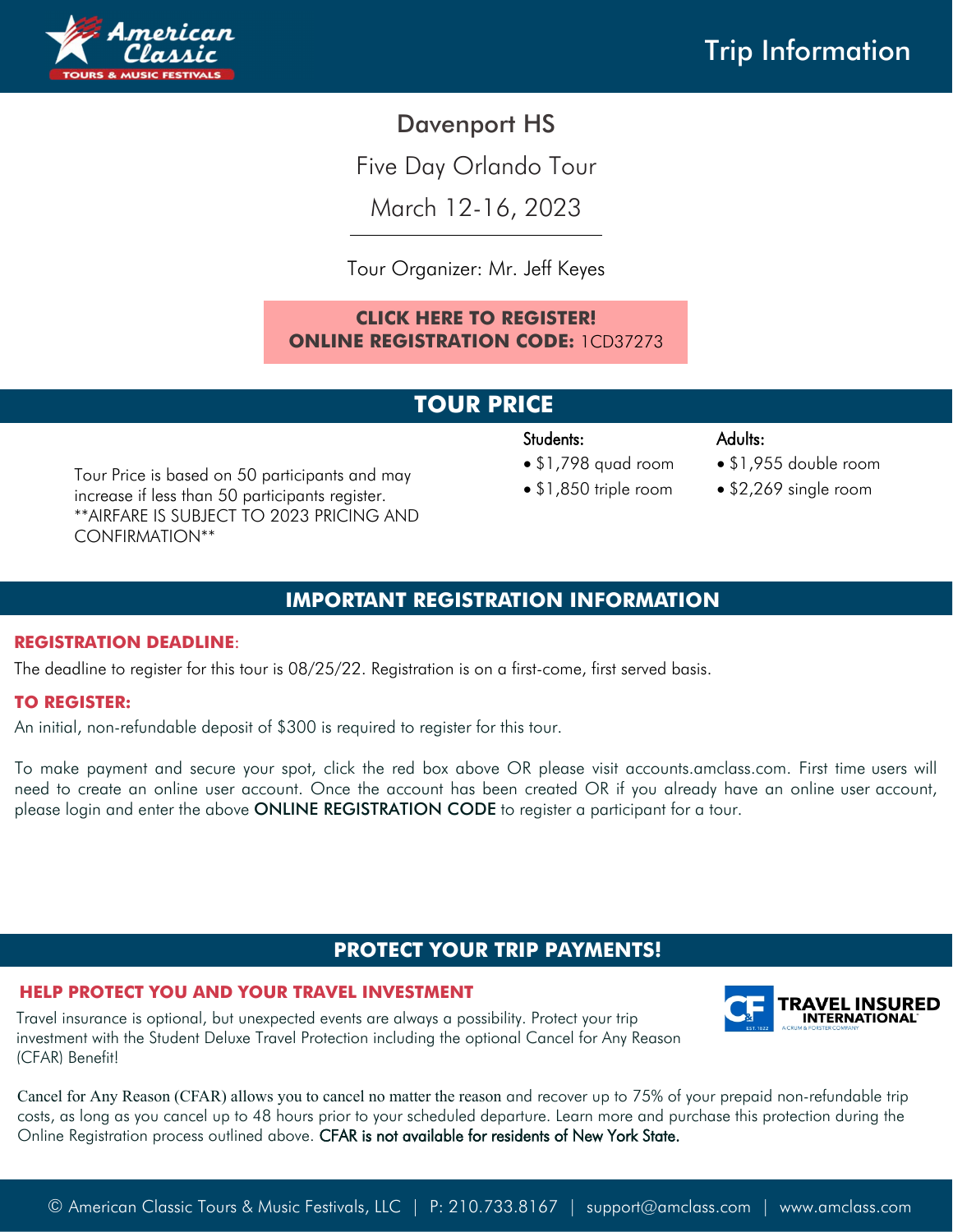# Trip Information

## Davenport HS

## Five Day Orlando Tour

## March 12-16, 2023

Tour Organizer: Mr. Jeff Keyes

**CLICK HERE TO REGISTER!**
**ONLINE REGISTRATION CODE:** 1CD37273

## TOUR PRICE

Tour Price is based on 50 participants and may increase if less than 50 participants register.
**AIRFARE IS SUBJECT TO 2023 PRICING AND CONFIRMATION**

Students:

- $1,798 quad room
- $1,850 triple room

Adults:

- $1,955 double room
- $2,269 single room

## IMPORTANT REGISTRATION INFORMATION

**REGISTRATION DEADLINE**:

The deadline to register for this tour is 08/25/22. Registration is on a first-come, first served basis.

**TO REGISTER:**

An initial, non-refundable deposit of $300 is required to register for this tour.

To make payment and secure your spot, click the red box above OR please visit accounts.amclass.com. First time users will need to create an online user account. Once the account has been created OR if you already have an online user account, please login and enter the above ONLINE REGISTRATION CODE to register a participant for a tour.

## PROTECT YOUR TRIP PAYMENTS!

**HELP PROTECT YOU AND YOUR TRAVEL INVESTMENT**

Travel insurance is optional, but unexpected events are always a possibility. Protect your trip investment with the Student Deluxe Travel Protection including the optional Cancel for Any Reason (CFAR) Benefit!

TRAVEL INSURED INTERNATIONAL
A CRUM & FORSTER COMPANY

Cancel for Any Reason (CFAR) allows you to cancel no matter the reason and recover up to 75% of your prepaid non-refundable trip costs, as long as you cancel up to 48 hours prior to your scheduled departure. Learn more and purchase this protection during the Online Registration process outlined above. CFAR is not available for residents of New York State.

© American Classic Tours & Music Festivals, LLC | P: 210.733.8167 | support@amclass.com | www.amclass.com